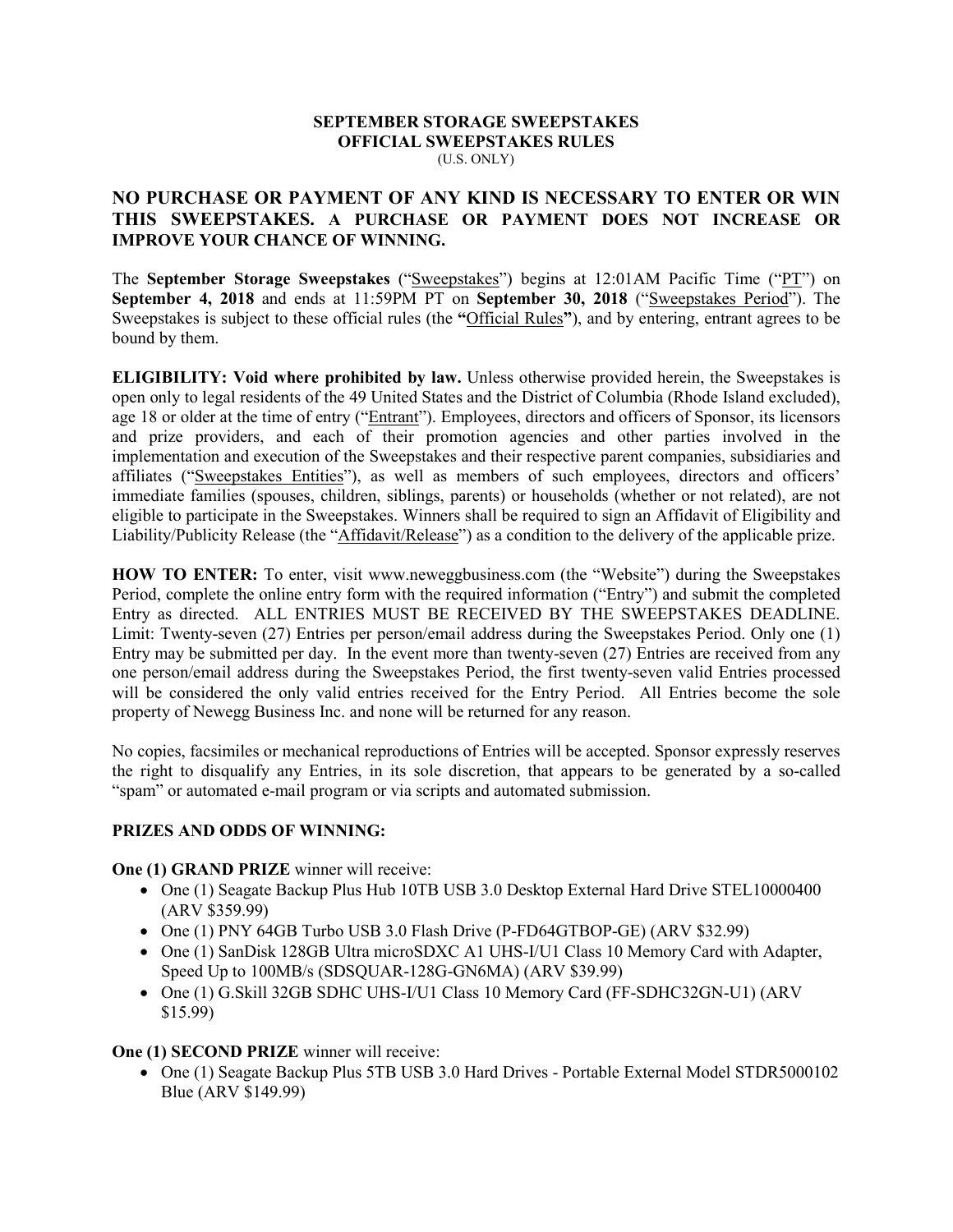**SEPTEMBER STORAGE SWEEPSTAKES**
**OFFICIAL SWEEPSTAKES RULES**
(U.S. ONLY)

## NO PURCHASE OR PAYMENT OF ANY KIND IS NECESSARY TO ENTER OR WIN THIS SWEEPSTAKES. A PURCHASE OR PAYMENT DOES NOT INCREASE OR IMPROVE YOUR CHANCE OF WINNING.

The **September Storage Sweepstakes** ("Sweepstakes") begins at 12:01AM Pacific Time ("PT") on **September 4, 2018** and ends at 11:59PM PT on **September 30, 2018** ("Sweepstakes Period"). The Sweepstakes is subject to these official rules (the **"**Official Rules**"**), and by entering, entrant agrees to be bound by them.

**ELIGIBILITY: Void where prohibited by law.** Unless otherwise provided herein, the Sweepstakes is open only to legal residents of the 49 United States and the District of Columbia (Rhode Island excluded), age 18 or older at the time of entry ("Entrant"). Employees, directors and officers of Sponsor, its licensors and prize providers, and each of their promotion agencies and other parties involved in the implementation and execution of the Sweepstakes and their respective parent companies, subsidiaries and affiliates ("Sweepstakes Entities"), as well as members of such employees, directors and officers' immediate families (spouses, children, siblings, parents) or households (whether or not related), are not eligible to participate in the Sweepstakes. Winners shall be required to sign an Affidavit of Eligibility and Liability/Publicity Release (the "Affidavit/Release") as a condition to the delivery of the applicable prize.

**HOW TO ENTER:** To enter, visit www.neweggbusiness.com (the "Website") during the Sweepstakes Period, complete the online entry form with the required information ("Entry") and submit the completed Entry as directed. ALL ENTRIES MUST BE RECEIVED BY THE SWEEPSTAKES DEADLINE. Limit: Twenty-seven (27) Entries per person/email address during the Sweepstakes Period. Only one (1) Entry may be submitted per day. In the event more than twenty-seven (27) Entries are received from any one person/email address during the Sweepstakes Period, the first twenty-seven valid Entries processed will be considered the only valid entries received for the Entry Period. All Entries become the sole property of Newegg Business Inc. and none will be returned for any reason.

No copies, facsimiles or mechanical reproductions of Entries will be accepted. Sponsor expressly reserves the right to disqualify any Entries, in its sole discretion, that appears to be generated by a so-called "spam" or automated e-mail program or via scripts and automated submission.

**PRIZES AND ODDS OF WINNING:**

**One (1) GRAND PRIZE** winner will receive:

- One (1) Seagate Backup Plus Hub 10TB USB 3.0 Desktop External Hard Drive STEL10000400 (ARV $359.99)
- One (1) PNY 64GB Turbo USB 3.0 Flash Drive (P-FD64GTBOP-GE) (ARV $32.99)
- One (1) SanDisk 128GB Ultra microSDXC A1 UHS-I/U1 Class 10 Memory Card with Adapter, Speed Up to 100MB/s (SDSQUAR-128G-GN6MA) (ARV $39.99)
- One (1) G.Skill 32GB SDHC UHS-I/U1 Class 10 Memory Card (FF-SDHC32GN-U1) (ARV $15.99)

**One (1) SECOND PRIZE** winner will receive:

- One (1) Seagate Backup Plus 5TB USB 3.0 Hard Drives - Portable External Model STDR5000102 Blue (ARV $149.99)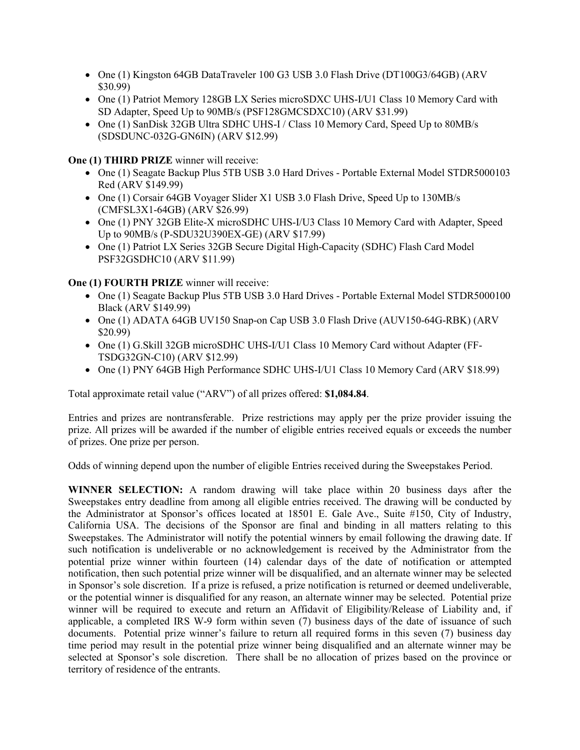- One (1) Kingston 64GB DataTraveler 100 G3 USB 3.0 Flash Drive (DT100G3/64GB) (ARV $30.99)
- One (1) Patriot Memory 128GB LX Series microSDXC UHS-I/U1 Class 10 Memory Card with SD Adapter, Speed Up to 90MB/s (PSF128GMCSDXC10) (ARV $31.99)
- One (1) SanDisk 32GB Ultra SDHC UHS-I / Class 10 Memory Card, Speed Up to 80MB/s (SDSDUNC-032G-GN6IN) (ARV $12.99)

**One (1) THIRD PRIZE** winner will receive:

- One (1) Seagate Backup Plus 5TB USB 3.0 Hard Drives - Portable External Model STDR5000103 Red (ARV $149.99)
- One (1) Corsair 64GB Voyager Slider X1 USB 3.0 Flash Drive, Speed Up to 130MB/s (CMFSL3X1-64GB) (ARV $26.99)
- One (1) PNY 32GB Elite-X microSDHC UHS-I/U3 Class 10 Memory Card with Adapter, Speed Up to 90MB/s (P-SDU32U390EX-GE) (ARV $17.99)
- One (1) Patriot LX Series 32GB Secure Digital High-Capacity (SDHC) Flash Card Model PSF32GSDHC10 (ARV $11.99)

**One (1) FOURTH PRIZE** winner will receive:

- One (1) Seagate Backup Plus 5TB USB 3.0 Hard Drives - Portable External Model STDR5000100 Black (ARV $149.99)
- One (1) ADATA 64GB UV150 Snap-on Cap USB 3.0 Flash Drive (AUV150-64G-RBK) (ARV $20.99)
- One (1) G.Skill 32GB microSDHC UHS-I/U1 Class 10 Memory Card without Adapter (FF-TSDG32GN-C10) (ARV $12.99)
- One (1) PNY 64GB High Performance SDHC UHS-I/U1 Class 10 Memory Card (ARV $18.99)

Total approximate retail value ("ARV") of all prizes offered: **$1,084.84**.

Entries and prizes are nontransferable. Prize restrictions may apply per the prize provider issuing the prize. All prizes will be awarded if the number of eligible entries received equals or exceeds the number of prizes. One prize per person.

Odds of winning depend upon the number of eligible Entries received during the Sweepstakes Period.

**WINNER SELECTION:** A random drawing will take place within 20 business days after the Sweepstakes entry deadline from among all eligible entries received. The drawing will be conducted by the Administrator at Sponsor's offices located at 18501 E. Gale Ave., Suite #150, City of Industry, California USA. The decisions of the Sponsor are final and binding in all matters relating to this Sweepstakes. The Administrator will notify the potential winners by email following the drawing date. If such notification is undeliverable or no acknowledgement is received by the Administrator from the potential prize winner within fourteen (14) calendar days of the date of notification or attempted notification, then such potential prize winner will be disqualified, and an alternate winner may be selected in Sponsor's sole discretion. If a prize is refused, a prize notification is returned or deemed undeliverable, or the potential winner is disqualified for any reason, an alternate winner may be selected. Potential prize winner will be required to execute and return an Affidavit of Eligibility/Release of Liability and, if applicable, a completed IRS W-9 form within seven (7) business days of the date of issuance of such documents. Potential prize winner's failure to return all required forms in this seven (7) business day time period may result in the potential prize winner being disqualified and an alternate winner may be selected at Sponsor's sole discretion. There shall be no allocation of prizes based on the province or territory of residence of the entrants.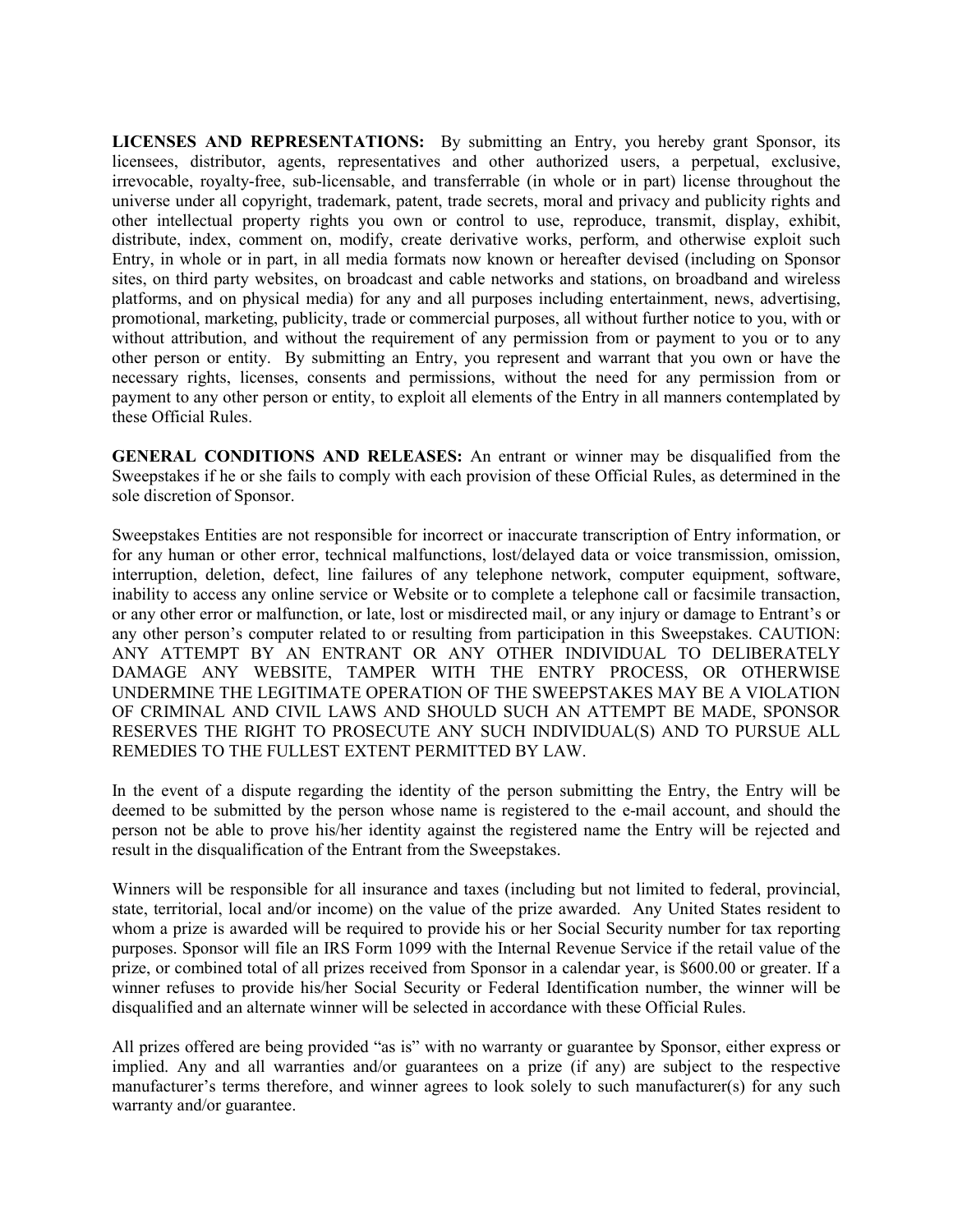**LICENSES AND REPRESENTATIONS:** By submitting an Entry, you hereby grant Sponsor, its licensees, distributor, agents, representatives and other authorized users, a perpetual, exclusive, irrevocable, royalty-free, sub-licensable, and transferrable (in whole or in part) license throughout the universe under all copyright, trademark, patent, trade secrets, moral and privacy and publicity rights and other intellectual property rights you own or control to use, reproduce, transmit, display, exhibit, distribute, index, comment on, modify, create derivative works, perform, and otherwise exploit such Entry, in whole or in part, in all media formats now known or hereafter devised (including on Sponsor sites, on third party websites, on broadcast and cable networks and stations, on broadband and wireless platforms, and on physical media) for any and all purposes including entertainment, news, advertising, promotional, marketing, publicity, trade or commercial purposes, all without further notice to you, with or without attribution, and without the requirement of any permission from or payment to you or to any other person or entity. By submitting an Entry, you represent and warrant that you own or have the necessary rights, licenses, consents and permissions, without the need for any permission from or payment to any other person or entity, to exploit all elements of the Entry in all manners contemplated by these Official Rules.

**GENERAL CONDITIONS AND RELEASES:** An entrant or winner may be disqualified from the Sweepstakes if he or she fails to comply with each provision of these Official Rules, as determined in the sole discretion of Sponsor.

Sweepstakes Entities are not responsible for incorrect or inaccurate transcription of Entry information, or for any human or other error, technical malfunctions, lost/delayed data or voice transmission, omission, interruption, deletion, defect, line failures of any telephone network, computer equipment, software, inability to access any online service or Website or to complete a telephone call or facsimile transaction, or any other error or malfunction, or late, lost or misdirected mail, or any injury or damage to Entrant's or any other person's computer related to or resulting from participation in this Sweepstakes. CAUTION: ANY ATTEMPT BY AN ENTRANT OR ANY OTHER INDIVIDUAL TO DELIBERATELY DAMAGE ANY WEBSITE, TAMPER WITH THE ENTRY PROCESS, OR OTHERWISE UNDERMINE THE LEGITIMATE OPERATION OF THE SWEEPSTAKES MAY BE A VIOLATION OF CRIMINAL AND CIVIL LAWS AND SHOULD SUCH AN ATTEMPT BE MADE, SPONSOR RESERVES THE RIGHT TO PROSECUTE ANY SUCH INDIVIDUAL(S) AND TO PURSUE ALL REMEDIES TO THE FULLEST EXTENT PERMITTED BY LAW.

In the event of a dispute regarding the identity of the person submitting the Entry, the Entry will be deemed to be submitted by the person whose name is registered to the e-mail account, and should the person not be able to prove his/her identity against the registered name the Entry will be rejected and result in the disqualification of the Entrant from the Sweepstakes.

Winners will be responsible for all insurance and taxes (including but not limited to federal, provincial, state, territorial, local and/or income) on the value of the prize awarded. Any United States resident to whom a prize is awarded will be required to provide his or her Social Security number for tax reporting purposes. Sponsor will file an IRS Form 1099 with the Internal Revenue Service if the retail value of the prize, or combined total of all prizes received from Sponsor in a calendar year, is $600.00 or greater. If a winner refuses to provide his/her Social Security or Federal Identification number, the winner will be disqualified and an alternate winner will be selected in accordance with these Official Rules.

All prizes offered are being provided "as is" with no warranty or guarantee by Sponsor, either express or implied. Any and all warranties and/or guarantees on a prize (if any) are subject to the respective manufacturer's terms therefore, and winner agrees to look solely to such manufacturer(s) for any such warranty and/or guarantee.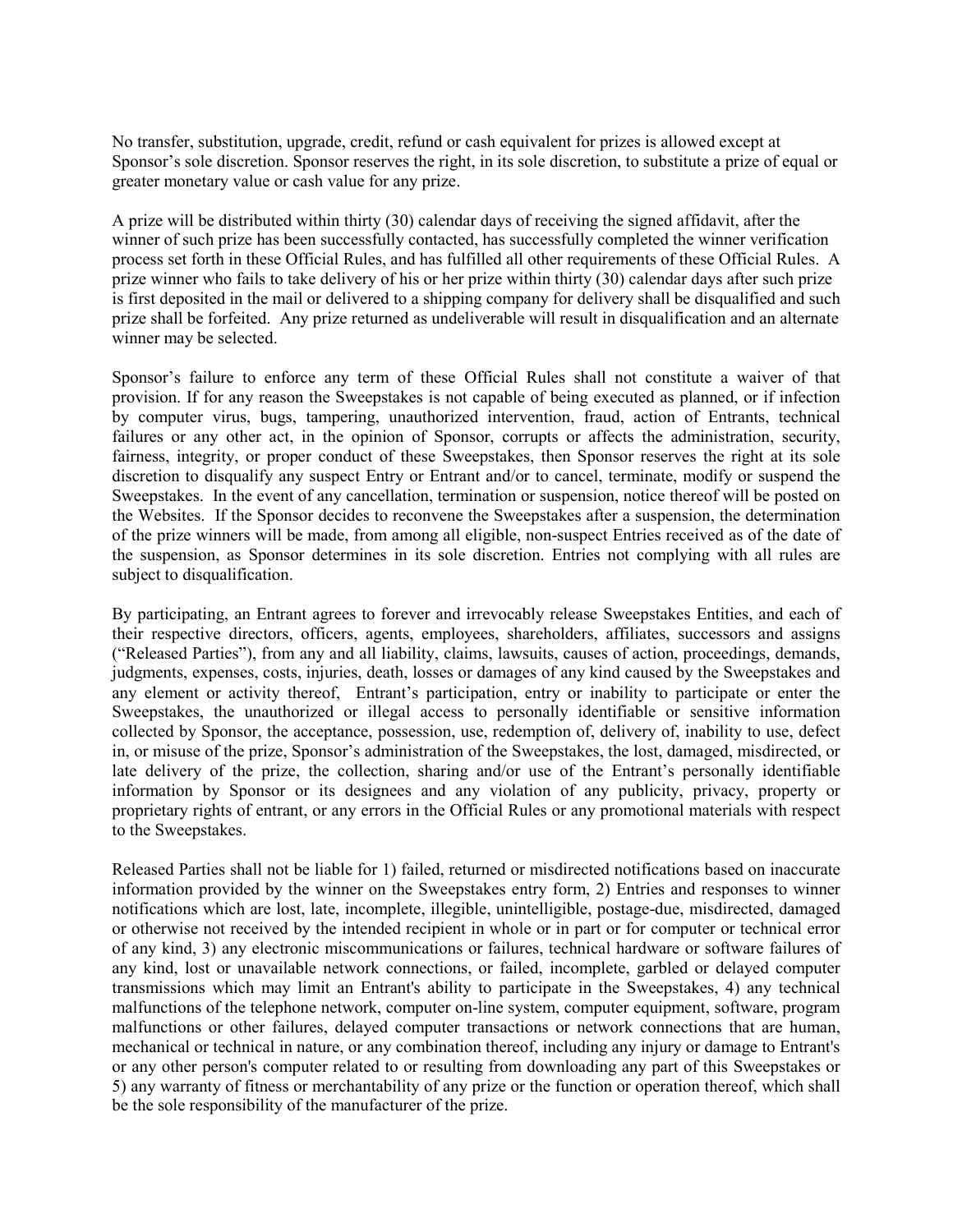No transfer, substitution, upgrade, credit, refund or cash equivalent for prizes is allowed except at Sponsor's sole discretion. Sponsor reserves the right, in its sole discretion, to substitute a prize of equal or greater monetary value or cash value for any prize.

A prize will be distributed within thirty (30) calendar days of receiving the signed affidavit, after the winner of such prize has been successfully contacted, has successfully completed the winner verification process set forth in these Official Rules, and has fulfilled all other requirements of these Official Rules. A prize winner who fails to take delivery of his or her prize within thirty (30) calendar days after such prize is first deposited in the mail or delivered to a shipping company for delivery shall be disqualified and such prize shall be forfeited. Any prize returned as undeliverable will result in disqualification and an alternate winner may be selected.

Sponsor's failure to enforce any term of these Official Rules shall not constitute a waiver of that provision. If for any reason the Sweepstakes is not capable of being executed as planned, or if infection by computer virus, bugs, tampering, unauthorized intervention, fraud, action of Entrants, technical failures or any other act, in the opinion of Sponsor, corrupts or affects the administration, security, fairness, integrity, or proper conduct of these Sweepstakes, then Sponsor reserves the right at its sole discretion to disqualify any suspect Entry or Entrant and/or to cancel, terminate, modify or suspend the Sweepstakes. In the event of any cancellation, termination or suspension, notice thereof will be posted on the Websites. If the Sponsor decides to reconvene the Sweepstakes after a suspension, the determination of the prize winners will be made, from among all eligible, non-suspect Entries received as of the date of the suspension, as Sponsor determines in its sole discretion. Entries not complying with all rules are subject to disqualification.

By participating, an Entrant agrees to forever and irrevocably release Sweepstakes Entities, and each of their respective directors, officers, agents, employees, shareholders, affiliates, successors and assigns ("Released Parties"), from any and all liability, claims, lawsuits, causes of action, proceedings, demands, judgments, expenses, costs, injuries, death, losses or damages of any kind caused by the Sweepstakes and any element or activity thereof, Entrant's participation, entry or inability to participate or enter the Sweepstakes, the unauthorized or illegal access to personally identifiable or sensitive information collected by Sponsor, the acceptance, possession, use, redemption of, delivery of, inability to use, defect in, or misuse of the prize, Sponsor's administration of the Sweepstakes, the lost, damaged, misdirected, or late delivery of the prize, the collection, sharing and/or use of the Entrant's personally identifiable information by Sponsor or its designees and any violation of any publicity, privacy, property or proprietary rights of entrant, or any errors in the Official Rules or any promotional materials with respect to the Sweepstakes.

Released Parties shall not be liable for 1) failed, returned or misdirected notifications based on inaccurate information provided by the winner on the Sweepstakes entry form, 2) Entries and responses to winner notifications which are lost, late, incomplete, illegible, unintelligible, postage-due, misdirected, damaged or otherwise not received by the intended recipient in whole or in part or for computer or technical error of any kind, 3) any electronic miscommunications or failures, technical hardware or software failures of any kind, lost or unavailable network connections, or failed, incomplete, garbled or delayed computer transmissions which may limit an Entrant's ability to participate in the Sweepstakes, 4) any technical malfunctions of the telephone network, computer on-line system, computer equipment, software, program malfunctions or other failures, delayed computer transactions or network connections that are human, mechanical or technical in nature, or any combination thereof, including any injury or damage to Entrant's or any other person's computer related to or resulting from downloading any part of this Sweepstakes or 5) any warranty of fitness or merchantability of any prize or the function or operation thereof, which shall be the sole responsibility of the manufacturer of the prize.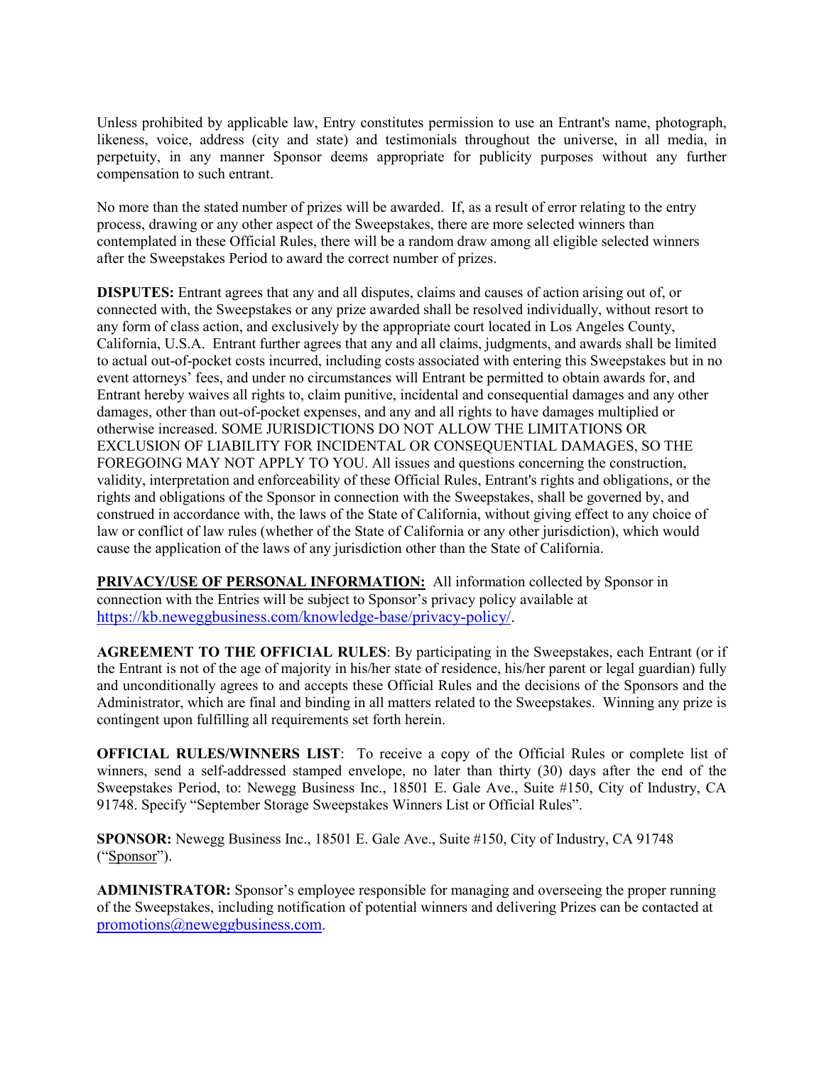Unless prohibited by applicable law, Entry constitutes permission to use an Entrant's name, photograph, likeness, voice, address (city and state) and testimonials throughout the universe, in all media, in perpetuity, in any manner Sponsor deems appropriate for publicity purposes without any further compensation to such entrant.

No more than the stated number of prizes will be awarded. If, as a result of error relating to the entry process, drawing or any other aspect of the Sweepstakes, there are more selected winners than contemplated in these Official Rules, there will be a random draw among all eligible selected winners after the Sweepstakes Period to award the correct number of prizes.

**DISPUTES:** Entrant agrees that any and all disputes, claims and causes of action arising out of, or connected with, the Sweepstakes or any prize awarded shall be resolved individually, without resort to any form of class action, and exclusively by the appropriate court located in Los Angeles County, California, U.S.A. Entrant further agrees that any and all claims, judgments, and awards shall be limited to actual out-of-pocket costs incurred, including costs associated with entering this Sweepstakes but in no event attorneys' fees, and under no circumstances will Entrant be permitted to obtain awards for, and Entrant hereby waives all rights to, claim punitive, incidental and consequential damages and any other damages, other than out-of-pocket expenses, and any and all rights to have damages multiplied or otherwise increased. SOME JURISDICTIONS DO NOT ALLOW THE LIMITATIONS OR EXCLUSION OF LIABILITY FOR INCIDENTAL OR CONSEQUENTIAL DAMAGES, SO THE FOREGOING MAY NOT APPLY TO YOU. All issues and questions concerning the construction, validity, interpretation and enforceability of these Official Rules, Entrant's rights and obligations, or the rights and obligations of the Sponsor in connection with the Sweepstakes, shall be governed by, and construed in accordance with, the laws of the State of California, without giving effect to any choice of law or conflict of law rules (whether of the State of California or any other jurisdiction), which would cause the application of the laws of any jurisdiction other than the State of California.

**PRIVACY/USE OF PERSONAL INFORMATION:** All information collected by Sponsor in connection with the Entries will be subject to Sponsor's privacy policy available at https://kb.neweggbusiness.com/knowledge-base/privacy-policy/.

**AGREEMENT TO THE OFFICIAL RULES**: By participating in the Sweepstakes, each Entrant (or if the Entrant is not of the age of majority in his/her state of residence, his/her parent or legal guardian) fully and unconditionally agrees to and accepts these Official Rules and the decisions of the Sponsors and the Administrator, which are final and binding in all matters related to the Sweepstakes. Winning any prize is contingent upon fulfilling all requirements set forth herein.

**OFFICIAL RULES/WINNERS LIST**: To receive a copy of the Official Rules or complete list of winners, send a self-addressed stamped envelope, no later than thirty (30) days after the end of the Sweepstakes Period, to: Newegg Business Inc., 18501 E. Gale Ave., Suite #150, City of Industry, CA 91748. Specify "September Storage Sweepstakes Winners List or Official Rules".

**SPONSOR:** Newegg Business Inc., 18501 E. Gale Ave., Suite #150, City of Industry, CA 91748 ("Sponsor").

**ADMINISTRATOR:** Sponsor's employee responsible for managing and overseeing the proper running of the Sweepstakes, including notification of potential winners and delivering Prizes can be contacted at promotions@neweggbusiness.com.